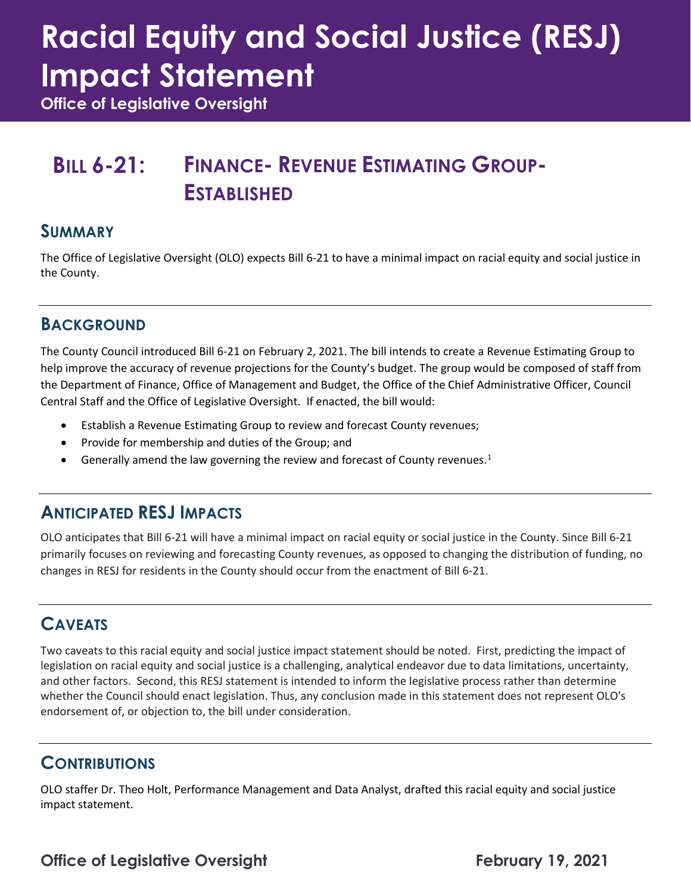# Racial Equity and Social Justice (RESJ) Impact Statement

**Office of Legislative Oversight**

## Bill 6-21: Finance- Revenue Estimating Group- Established

### Summary

The Office of Legislative Oversight (OLO) expects Bill 6-21 to have a minimal impact on racial equity and social justice in the County.

### Background

The County Council introduced Bill 6-21 on February 2, 2021. The bill intends to create a Revenue Estimating Group to help improve the accuracy of revenue projections for the County's budget. The group would be composed of staff from the Department of Finance, Office of Management and Budget, the Office of the Chief Administrative Officer, Council Central Staff and the Office of Legislative Oversight. If enacted, the bill would:

- Establish a Revenue Estimating Group to review and forecast County revenues;
- Provide for membership and duties of the Group; and
- Generally amend the law governing the review and forecast of County revenues.[1]

### Anticipated RESJ Impacts

OLO anticipates that Bill 6-21 will have a minimal impact on racial equity or social justice in the County. Since Bill 6-21 primarily focuses on reviewing and forecasting County revenues, as opposed to changing the distribution of funding, no changes in RESJ for residents in the County should occur from the enactment of Bill 6-21.

### Caveats

Two caveats to this racial equity and social justice impact statement should be noted. First, predicting the impact of legislation on racial equity and social justice is a challenging, analytical endeavor due to data limitations, uncertainty, and other factors. Second, this RESJ statement is intended to inform the legislative process rather than determine whether the Council should enact legislation. Thus, any conclusion made in this statement does not represent OLO's endorsement of, or objection to, the bill under consideration.

### Contributions

OLO staffer Dr. Theo Holt, Performance Management and Data Analyst, drafted this racial equity and social justice impact statement.

**Office of Legislative Oversight** **February 19, 2021**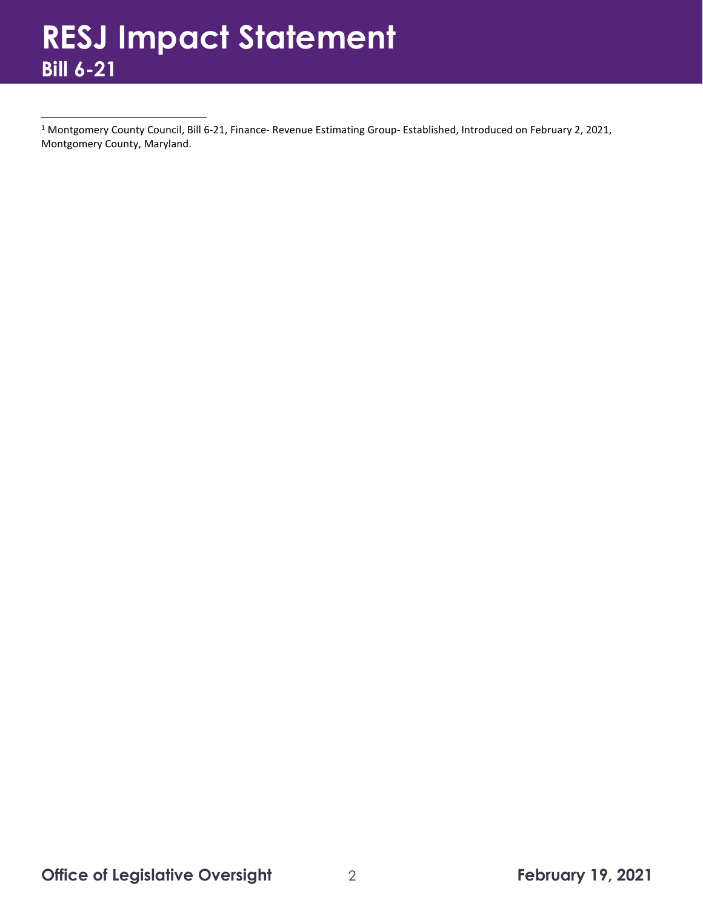[1] Montgomery County Council, Bill 6-21, Finance- Revenue Estimating Group- Established, Introduced on February 2, 2021, Montgomery County, Maryland.